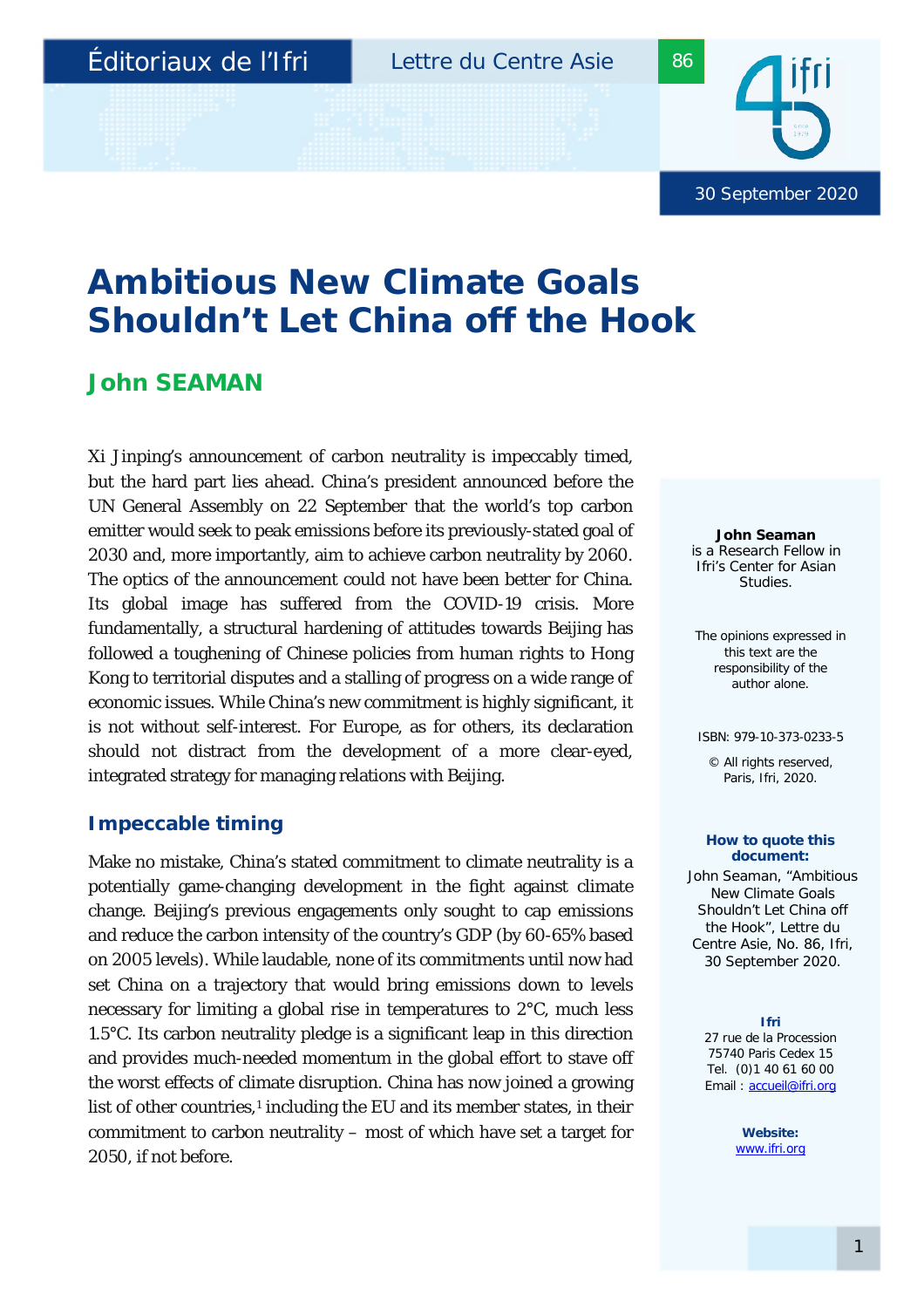Éditoriaux de l'Ifri

Lettre du Centre Asie

86

30 September 2020

# Ambitious New Climate Goals Shouldn't Let China off the Hook

## John SEAMAN

Xi Jinping's announcement of carbon neutrality is impeccably timed, but the hard part lies ahead. China's president announced before the UN General Assembly on 22 September that the world's top carbon emitter would seek to peak emissions before its previously-stated goal of 2030 and, more importantly, aim to achieve carbon neutrality by 2060. The optics of the announcement could not have been better for China. Its global image has suffered from the COVID-19 crisis. More fundamentally, a structural hardening of attitudes towards Beijing has followed a toughening of Chinese policies from human rights to Hong Kong to territorial disputes and a stalling of progress on a wide range of economic issues. While China's new commitment is highly significant, it is not without self-interest. For Europe, as for others, its declaration should not distract from the development of a more clear-eyed, integrated strategy for managing relations with Beijing.

### Impeccable timing

Make no mistake, China's stated commitment to climate neutrality is a potentially game-changing development in the fight against climate change. Beijing's previous engagements only sought to cap emissions and reduce the carbon intensity of the country's GDP (by 60-65% based on 2005 levels). While laudable, none of its commitments until now had set China on a trajectory that would bring emissions down to levels necessary for limiting a global rise in temperatures to 2°C, much less 1.5°C. Its carbon neutrality pledge is a significant leap in this direction and provides much-needed momentum in the global effort to stave off the worst effects of climate disruption. China has now joined a growing list of other countries,[1] including the EU and its member states, in their commitment to carbon neutrality – most of which have set a target for 2050, if not before.

**John Seaman** is a Research Fellow in Ifri's Center for Asian Studies.

The opinions expressed in this text are the responsibility of the author alone.

ISBN: 979-10-373-0233-5

© All rights reserved, Paris, Ifri, 2020.

**How to quote this document:**

John Seaman, "Ambitious New Climate Goals Shouldn't Let China off the Hook", Lettre du Centre Asie, No. 86, Ifri, 30 September 2020.

**Ifri**

27 rue de la Procession
75740 Paris Cedex 15
Tel. (0)1 40 61 60 00
Email : accueil@ifri.org

**Website:**
www.ifri.org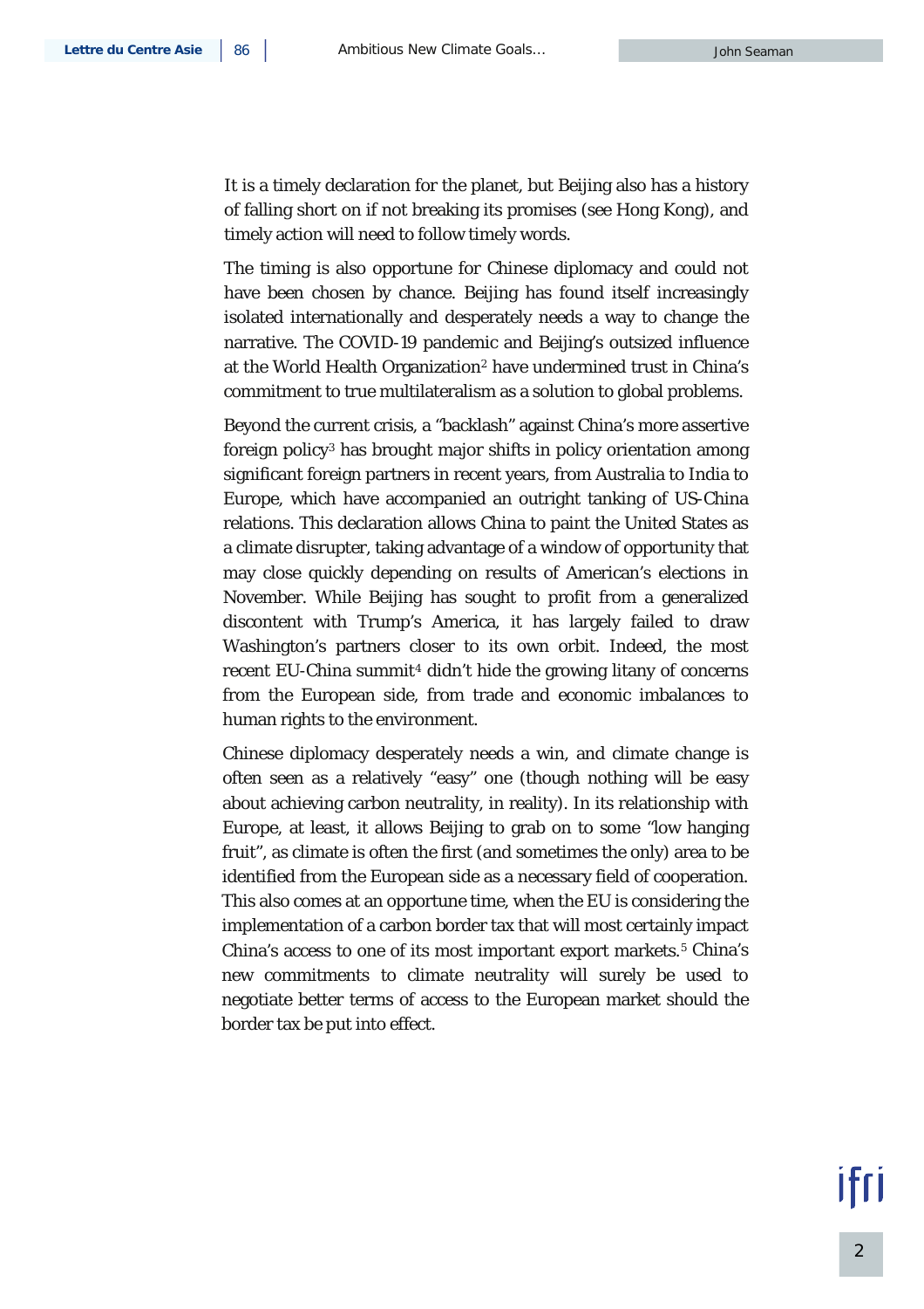It is a timely declaration for the planet, but Beijing also has a history of falling short on if not breaking its promises (see Hong Kong), and timely action will need to follow timely words.

The timing is also opportune for Chinese diplomacy and could not have been chosen by chance. Beijing has found itself increasingly isolated internationally and desperately needs a way to change the narrative. The COVID-19 pandemic and Beijing's outsized influence at the World Health Organization[2] have undermined trust in China's commitment to true multilateralism as a solution to global problems.

Beyond the current crisis, a "backlash" against China's more assertive foreign policy[3] has brought major shifts in policy orientation among significant foreign partners in recent years, from Australia to India to Europe, which have accompanied an outright tanking of US-China relations. This declaration allows China to paint the United States as a climate disrupter, taking advantage of a window of opportunity that may close quickly depending on results of American's elections in November. While Beijing has sought to profit from a generalized discontent with Trump's America, it has largely failed to draw Washington's partners closer to its own orbit. Indeed, the most recent EU-China summit[4] didn't hide the growing litany of concerns from the European side, from trade and economic imbalances to human rights to the environment.

Chinese diplomacy desperately needs a win, and climate change is often seen as a relatively "easy" one (though nothing will be easy about achieving carbon neutrality, in reality). In its relationship with Europe, at least, it allows Beijing to grab on to some "low hanging fruit", as climate is often the first (and sometimes the only) area to be identified from the European side as a necessary field of cooperation. This also comes at an opportune time, when the EU is considering the implementation of a carbon border tax that will most certainly impact China's access to one of its most important export markets.[5] China's new commitments to climate neutrality will surely be used to negotiate better terms of access to the European market should the border tax be put into effect.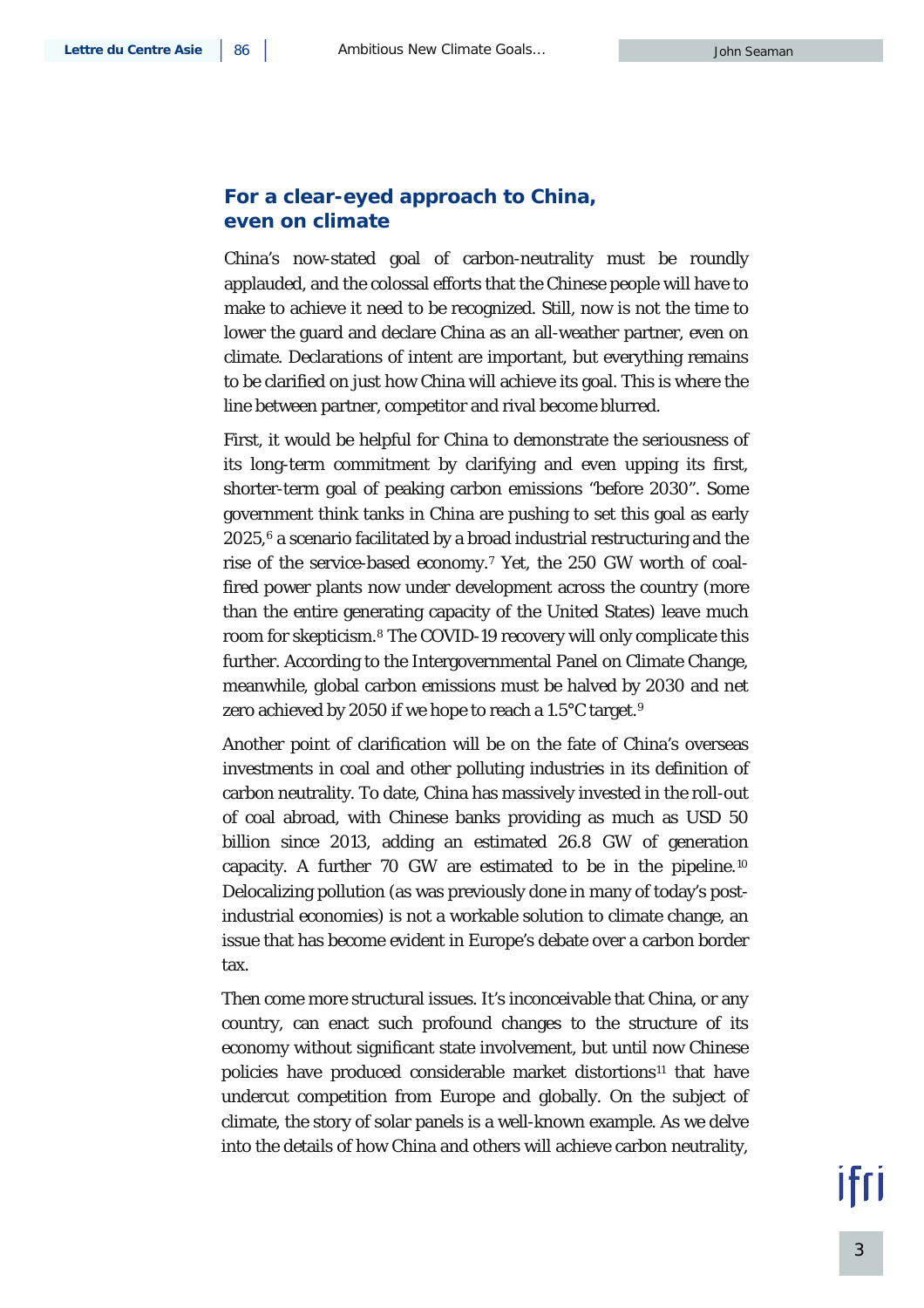## For a clear-eyed approach to China, even on climate

China's now-stated goal of carbon-neutrality must be roundly applauded, and the colossal efforts that the Chinese people will have to make to achieve it need to be recognized. Still, now is not the time to lower the guard and declare China as an all-weather partner, even on climate. Declarations of intent are important, but everything remains to be clarified on just how China will achieve its goal. This is where the line between partner, competitor and rival become blurred.

First, it would be helpful for China to demonstrate the seriousness of its long-term commitment by clarifying and even upping its first, shorter-term goal of peaking carbon emissions "before 2030". Some government think tanks in China are pushing to set this goal as early 2025,[6] a scenario facilitated by a broad industrial restructuring and the rise of the service-based economy.[7] Yet, the 250 GW worth of coal-fired power plants now under development across the country (more than the entire generating capacity of the United States) leave much room for skepticism.[8] The COVID-19 recovery will only complicate this further. According to the Intergovernmental Panel on Climate Change, meanwhile, global carbon emissions must be halved by 2030 and net zero achieved by 2050 if we hope to reach a 1.5°C target.[9]

Another point of clarification will be on the fate of China's overseas investments in coal and other polluting industries in its definition of carbon neutrality. To date, China has massively invested in the roll-out of coal abroad, with Chinese banks providing as much as USD 50 billion since 2013, adding an estimated 26.8 GW of generation capacity. A further 70 GW are estimated to be in the pipeline.[10] Delocalizing pollution (as was previously done in many of today's post-industrial economies) is not a workable solution to climate change, an issue that has become evident in Europe's debate over a carbon border tax.

Then come more structural issues. It's inconceivable that China, or any country, can enact such profound changes to the structure of its economy without significant state involvement, but until now Chinese policies have produced considerable market distortions[11] that have undercut competition from Europe and globally. On the subject of climate, the story of solar panels is a well-known example. As we delve into the details of how China and others will achieve carbon neutrality,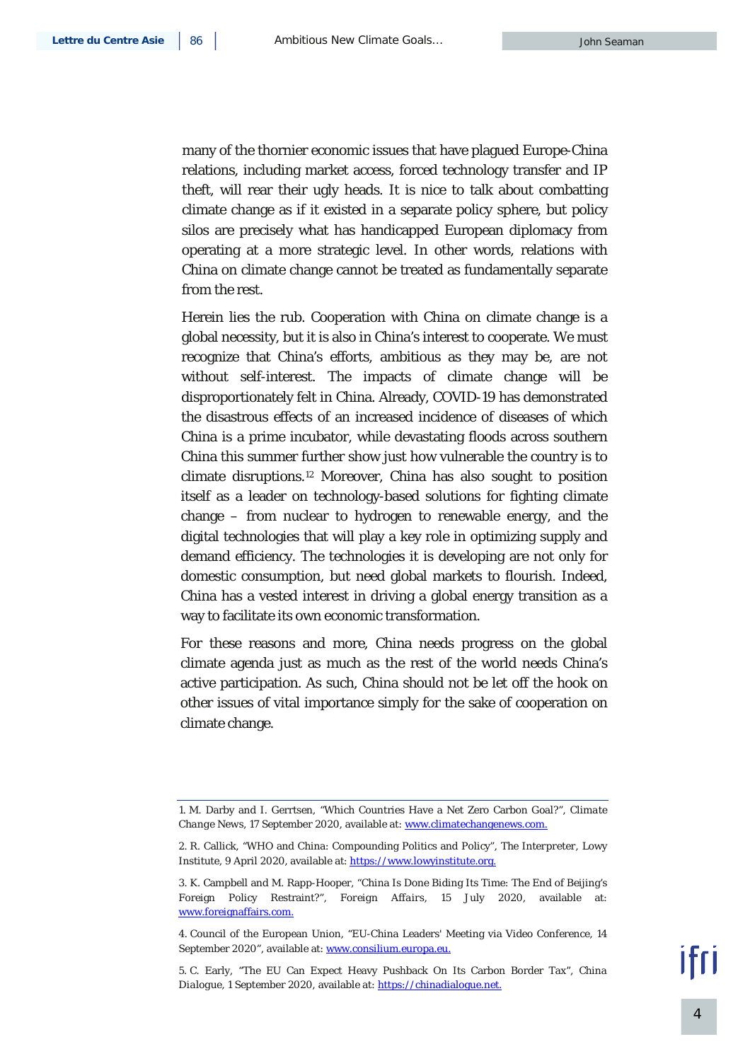many of the thornier economic issues that have plagued Europe-China relations, including market access, forced technology transfer and IP theft, will rear their ugly heads. It is nice to talk about combatting climate change as if it existed in a separate policy sphere, but policy silos are precisely what has handicapped European diplomacy from operating at a more strategic level. In other words, relations with China on climate change cannot be treated as fundamentally separate from the rest.

Herein lies the rub. Cooperation with China on climate change is a global necessity, but it is also in China's interest to cooperate. We must recognize that China's efforts, ambitious as they may be, are not without self-interest. The impacts of climate change will be disproportionately felt in China. Already, COVID-19 has demonstrated the disastrous effects of an increased incidence of diseases of which China is a prime incubator, while devastating floods across southern China this summer further show just how vulnerable the country is to climate disruptions.[12] Moreover, China has also sought to position itself as a leader on technology-based solutions for fighting climate change – from nuclear to hydrogen to renewable energy, and the digital technologies that will play a key role in optimizing supply and demand efficiency. The technologies it is developing are not only for domestic consumption, but need global markets to flourish. Indeed, China has a vested interest in driving a global energy transition as a way to facilitate its own economic transformation.

For these reasons and more, China needs progress on the global climate agenda just as much as the rest of the world needs China's active participation. As such, China should not be let off the hook on other issues of vital importance simply for the sake of cooperation on climate change.

---

1. M. Darby and I. Gerrtsen, "Which Countries Have a Net Zero Carbon Goal?", *Climate Change News*, 17 September 2020, available at: www.climatechangenews.com.

2. R. Callick, "WHO and China: Compounding Politics and Policy", *The Interpreter*, Lowy Institute, 9 April 2020, available at: https://www.lowyinstitute.org.

3. K. Campbell and M. Rapp-Hooper, "China Is Done Biding Its Time: The End of Beijing's Foreign Policy Restraint?", *Foreign Affairs*, 15 July 2020, available at: www.foreignaffairs.com.

4. Council of the European Union, "EU-China Leaders' Meeting via Video Conference, 14 September 2020", available at: www.consilium.europa.eu.

5. C. Early, "The EU Can Expect Heavy Pushback On Its Carbon Border Tax", *China Dialogue*, 1 September 2020, available at: https://chinadialogue.net.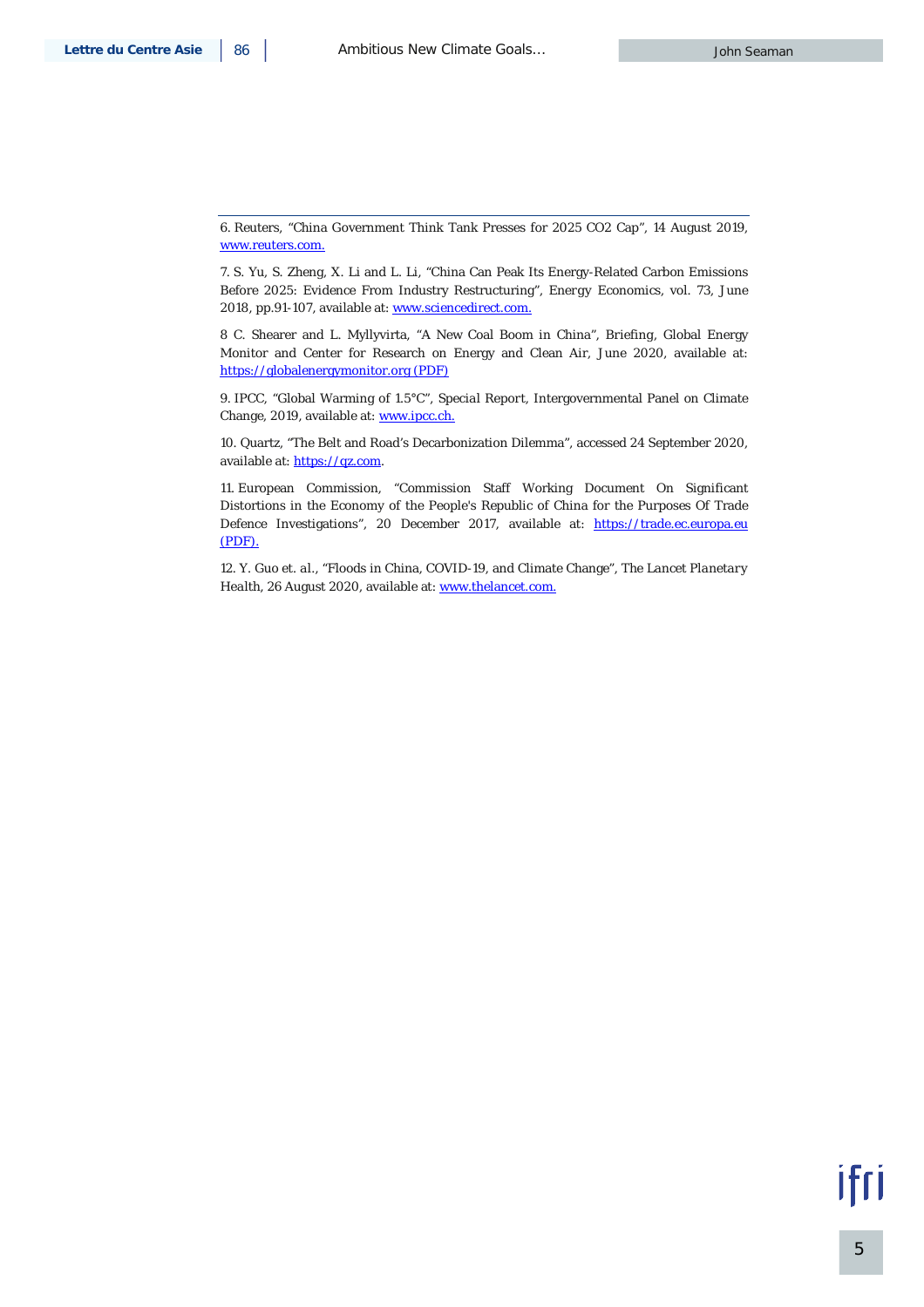6. Reuters, "China Government Think Tank Presses for 2025 CO2 Cap", 14 August 2019, [www.reuters.com.](www.reuters.com)

7. S. Yu, S. Zheng, X. Li and L. Li, "China Can Peak Its Energy-Related Carbon Emissions Before 2025: Evidence From Industry Restructuring", Energy Economics, vol. 73, June 2018, pp.91-107, available at: [www.sciencedirect.com.](www.sciencedirect.com)

8 C. Shearer and L. Myllyvirta, "A New Coal Boom in China", Briefing, Global Energy Monitor and Center for Research on Energy and Clean Air, June 2020, available at: [https://globalenergymonitor.org (PDF)](https://globalenergymonitor.org)

9. IPCC, "Global Warming of 1.5°C", Special Report, Intergovernmental Panel on Climate Change, 2019, available at: [www.ipcc.ch.](www.ipcc.ch)

10. Quartz, "The Belt and Road's Decarbonization Dilemma", accessed 24 September 2020, available at: [https://qz.com](https://qz.com).

11. European Commission, "Commission Staff Working Document On Significant Distortions in the Economy of the People's Republic of China for the Purposes Of Trade Defence Investigations", 20 December 2017, available at: [https://trade.ec.europa.eu (PDF).](https://trade.ec.europa.eu)

12. Y. Guo et. al., "Floods in China, COVID-19, and Climate Change", The Lancet Planetary Health, 26 August 2020, available at: [www.thelancet.com.](www.thelancet.com)